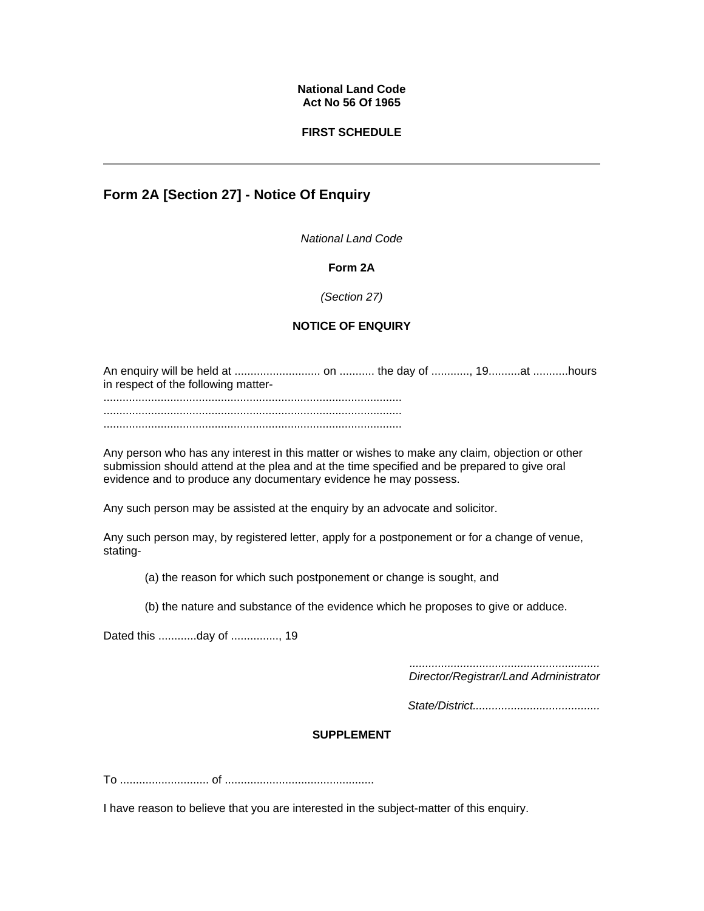**National Land Code**
**Act No 56 Of 1965**

**FIRST SCHEDULE**

---

## Form 2A [Section 27] - Notice Of Enquiry

*National Land Code*

**Form 2A**

*(Section 27)*

**NOTICE OF ENQUIRY**

An enquiry will be held at ........................... on ........... the day of ............, 19..........at ...........hours in respect of the following matter-
.............................................................................................
.............................................................................................
.............................................................................................

Any person who has any interest in this matter or wishes to make any claim, objection or other submission should attend at the plea and at the time specified and be prepared to give oral evidence and to produce any documentary evidence he may possess.

Any such person may be assisted at the enquiry by an advocate and solicitor.

Any such person may, by registered letter, apply for a postponement or for a change of venue, stating-

(a) the reason for which such postponement or change is sought, and

(b) the nature and substance of the evidence which he proposes to give or adduce.

Dated this ............day of ..............., 19

*...........................................................*
*Director/Registrar/Land Adrninistrator*

*State/District........................................*

**SUPPLEMENT**

To ............................ of ...............................................

I have reason to believe that you are interested in the subject-matter of this enquiry.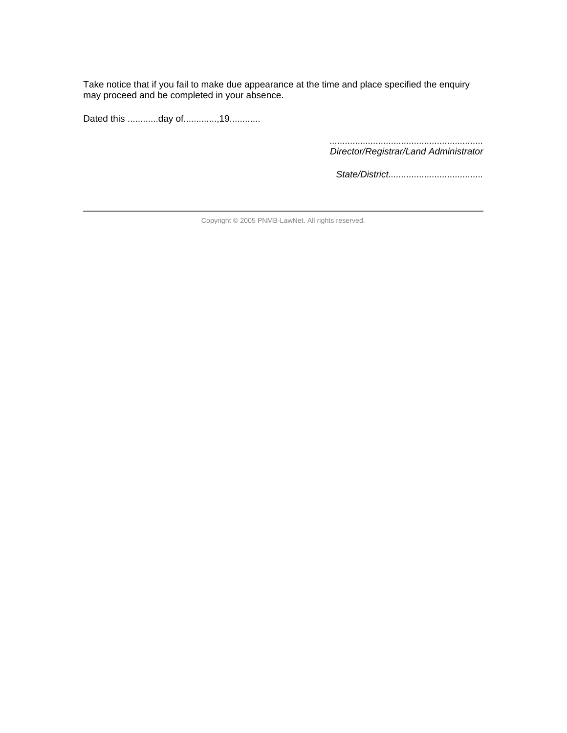Take notice that if you fail to make due appearance at the time and place specified the enquiry may proceed and be completed in your absence.

Dated this ............day of.............,19............

............................................................
*Director/Registrar/Land Administrator*

*State/District*....................................

Copyright © 2005 PNMB-LawNet. All rights reserved.